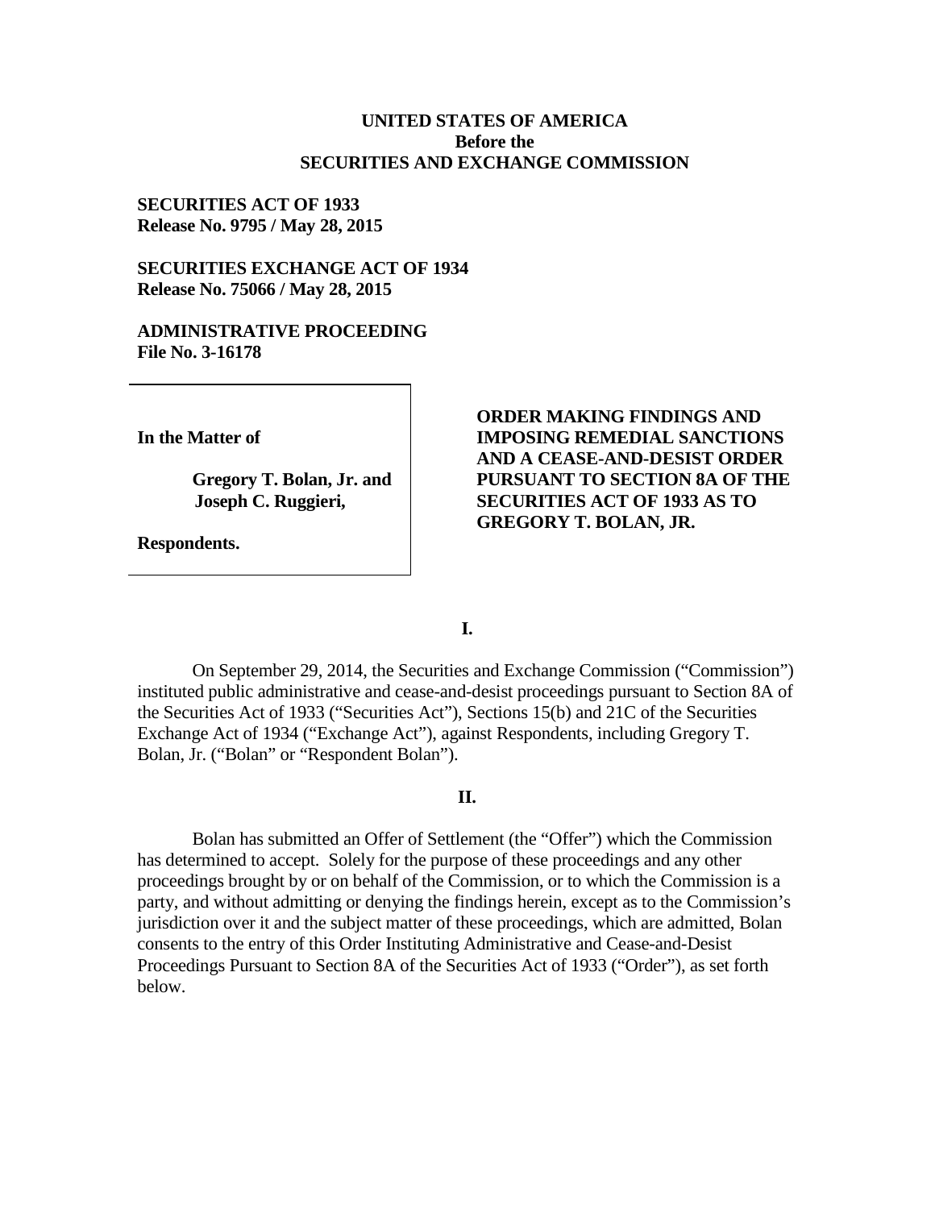**UNITED STATES OF AMERICA**
**Before the**
**SECURITIES AND EXCHANGE COMMISSION**

**SECURITIES ACT OF 1933**
**Release No. 9795 / May 28, 2015**

**SECURITIES EXCHANGE ACT OF 1934**
**Release No. 75066 / May 28, 2015**

**ADMINISTRATIVE PROCEEDING**
**File No. 3-16178**

**In the Matter of**

**Gregory T. Bolan, Jr. and Joseph C. Ruggieri,**

**Respondents.**

**ORDER MAKING FINDINGS AND IMPOSING REMEDIAL SANCTIONS AND A CEASE-AND-DESIST ORDER PURSUANT TO SECTION 8A OF THE SECURITIES ACT OF 1933 AS TO GREGORY T. BOLAN, JR.**

**I.**

On September 29, 2014, the Securities and Exchange Commission ("Commission") instituted public administrative and cease-and-desist proceedings pursuant to Section 8A of the Securities Act of 1933 ("Securities Act"), Sections 15(b) and 21C of the Securities Exchange Act of 1934 ("Exchange Act"), against Respondents, including Gregory T. Bolan, Jr. ("Bolan" or "Respondent Bolan").

**II.**

Bolan has submitted an Offer of Settlement (the "Offer") which the Commission has determined to accept. Solely for the purpose of these proceedings and any other proceedings brought by or on behalf of the Commission, or to which the Commission is a party, and without admitting or denying the findings herein, except as to the Commission's jurisdiction over it and the subject matter of these proceedings, which are admitted, Bolan consents to the entry of this Order Instituting Administrative and Cease-and-Desist Proceedings Pursuant to Section 8A of the Securities Act of 1933 ("Order"), as set forth below.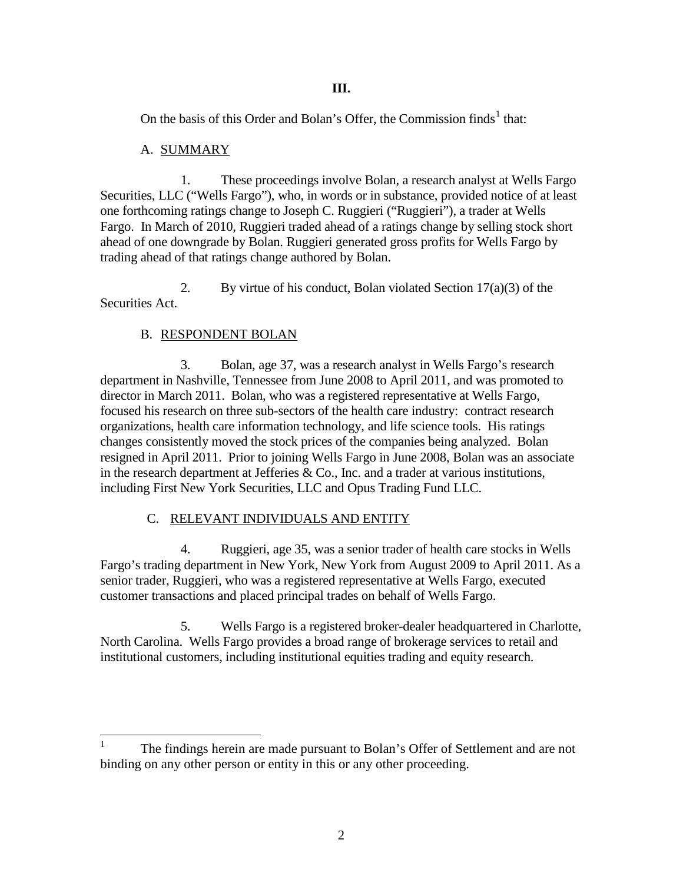# III.

On the basis of this Order and Bolan's Offer, the Commission finds[1] that:

## A. SUMMARY

1. These proceedings involve Bolan, a research analyst at Wells Fargo Securities, LLC ("Wells Fargo"), who, in words or in substance, provided notice of at least one forthcoming ratings change to Joseph C. Ruggieri ("Ruggieri"), a trader at Wells Fargo. In March of 2010, Ruggieri traded ahead of a ratings change by selling stock short ahead of one downgrade by Bolan. Ruggieri generated gross profits for Wells Fargo by trading ahead of that ratings change authored by Bolan.

2. By virtue of his conduct, Bolan violated Section 17(a)(3) of the Securities Act.

## B. RESPONDENT BOLAN

3. Bolan, age 37, was a research analyst in Wells Fargo's research department in Nashville, Tennessee from June 2008 to April 2011, and was promoted to director in March 2011. Bolan, who was a registered representative at Wells Fargo, focused his research on three sub-sectors of the health care industry: contract research organizations, health care information technology, and life science tools. His ratings changes consistently moved the stock prices of the companies being analyzed. Bolan resigned in April 2011. Prior to joining Wells Fargo in June 2008, Bolan was an associate in the research department at Jefferies & Co., Inc. and a trader at various institutions, including First New York Securities, LLC and Opus Trading Fund LLC.

## C. RELEVANT INDIVIDUALS AND ENTITY

4. Ruggieri, age 35, was a senior trader of health care stocks in Wells Fargo's trading department in New York, New York from August 2009 to April 2011. As a senior trader, Ruggieri, who was a registered representative at Wells Fargo, executed customer transactions and placed principal trades on behalf of Wells Fargo.

5. Wells Fargo is a registered broker-dealer headquartered in Charlotte, North Carolina. Wells Fargo provides a broad range of brokerage services to retail and institutional customers, including institutional equities trading and equity research.

---

[1] The findings herein are made pursuant to Bolan's Offer of Settlement and are not binding on any other person or entity in this or any other proceeding.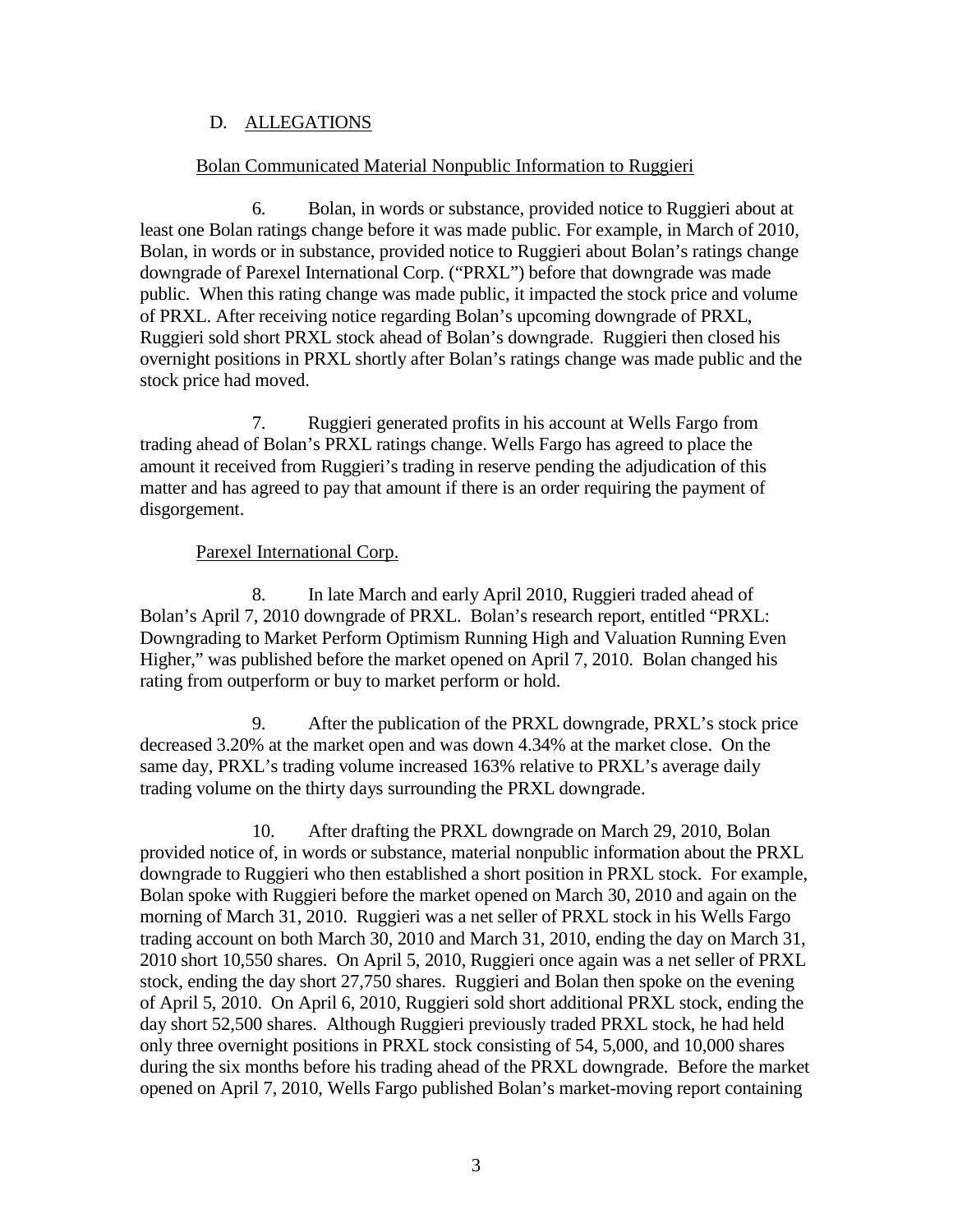## D. ALLEGATIONS

### Bolan Communicated Material Nonpublic Information to Ruggieri

6. Bolan, in words or substance, provided notice to Ruggieri about at least one Bolan ratings change before it was made public. For example, in March of 2010, Bolan, in words or in substance, provided notice to Ruggieri about Bolan's ratings change downgrade of Parexel International Corp. ("PRXL") before that downgrade was made public. When this rating change was made public, it impacted the stock price and volume of PRXL. After receiving notice regarding Bolan's upcoming downgrade of PRXL, Ruggieri sold short PRXL stock ahead of Bolan's downgrade. Ruggieri then closed his overnight positions in PRXL shortly after Bolan's ratings change was made public and the stock price had moved.

7. Ruggieri generated profits in his account at Wells Fargo from trading ahead of Bolan's PRXL ratings change. Wells Fargo has agreed to place the amount it received from Ruggieri's trading in reserve pending the adjudication of this matter and has agreed to pay that amount if there is an order requiring the payment of disgorgement.

### Parexel International Corp.

8. In late March and early April 2010, Ruggieri traded ahead of Bolan's April 7, 2010 downgrade of PRXL. Bolan's research report, entitled "PRXL: Downgrading to Market Perform Optimism Running High and Valuation Running Even Higher," was published before the market opened on April 7, 2010. Bolan changed his rating from outperform or buy to market perform or hold.

9. After the publication of the PRXL downgrade, PRXL's stock price decreased 3.20% at the market open and was down 4.34% at the market close. On the same day, PRXL's trading volume increased 163% relative to PRXL's average daily trading volume on the thirty days surrounding the PRXL downgrade.

10. After drafting the PRXL downgrade on March 29, 2010, Bolan provided notice of, in words or substance, material nonpublic information about the PRXL downgrade to Ruggieri who then established a short position in PRXL stock. For example, Bolan spoke with Ruggieri before the market opened on March 30, 2010 and again on the morning of March 31, 2010. Ruggieri was a net seller of PRXL stock in his Wells Fargo trading account on both March 30, 2010 and March 31, 2010, ending the day on March 31, 2010 short 10,550 shares. On April 5, 2010, Ruggieri once again was a net seller of PRXL stock, ending the day short 27,750 shares. Ruggieri and Bolan then spoke on the evening of April 5, 2010. On April 6, 2010, Ruggieri sold short additional PRXL stock, ending the day short 52,500 shares. Although Ruggieri previously traded PRXL stock, he had held only three overnight positions in PRXL stock consisting of 54, 5,000, and 10,000 shares during the six months before his trading ahead of the PRXL downgrade. Before the market opened on April 7, 2010, Wells Fargo published Bolan's market-moving report containing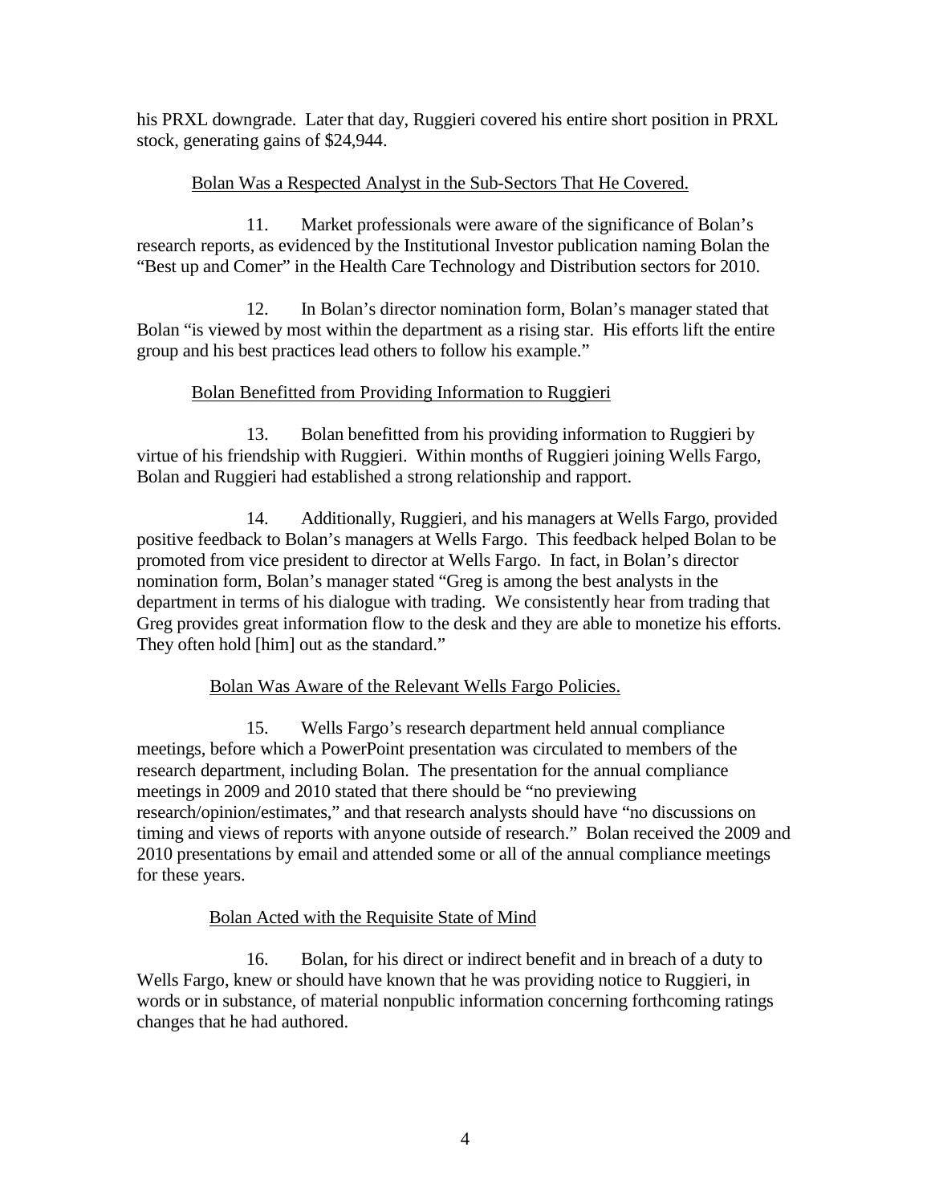his PRXL downgrade. Later that day, Ruggieri covered his entire short position in PRXL stock, generating gains of $24,944.

### Bolan Was a Respected Analyst in the Sub-Sectors That He Covered.

11. Market professionals were aware of the significance of Bolan's research reports, as evidenced by the Institutional Investor publication naming Bolan the "Best up and Comer" in the Health Care Technology and Distribution sectors for 2010.

12. In Bolan's director nomination form, Bolan's manager stated that Bolan "is viewed by most within the department as a rising star. His efforts lift the entire group and his best practices lead others to follow his example."

### Bolan Benefitted from Providing Information to Ruggieri

13. Bolan benefitted from his providing information to Ruggieri by virtue of his friendship with Ruggieri. Within months of Ruggieri joining Wells Fargo, Bolan and Ruggieri had established a strong relationship and rapport.

14. Additionally, Ruggieri, and his managers at Wells Fargo, provided positive feedback to Bolan's managers at Wells Fargo. This feedback helped Bolan to be promoted from vice president to director at Wells Fargo. In fact, in Bolan's director nomination form, Bolan's manager stated "Greg is among the best analysts in the department in terms of his dialogue with trading. We consistently hear from trading that Greg provides great information flow to the desk and they are able to monetize his efforts. They often hold [him] out as the standard."

### Bolan Was Aware of the Relevant Wells Fargo Policies.

15. Wells Fargo's research department held annual compliance meetings, before which a PowerPoint presentation was circulated to members of the research department, including Bolan. The presentation for the annual compliance meetings in 2009 and 2010 stated that there should be "no previewing research/opinion/estimates," and that research analysts should have "no discussions on timing and views of reports with anyone outside of research." Bolan received the 2009 and 2010 presentations by email and attended some or all of the annual compliance meetings for these years.

### Bolan Acted with the Requisite State of Mind

16. Bolan, for his direct or indirect benefit and in breach of a duty to Wells Fargo, knew or should have known that he was providing notice to Ruggieri, in words or in substance, of material nonpublic information concerning forthcoming ratings changes that he had authored.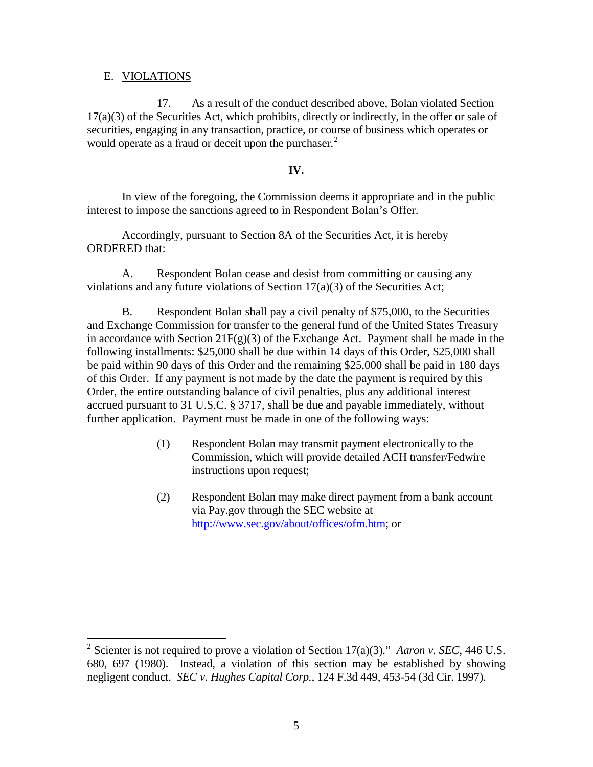## E. VIOLATIONS

17. As a result of the conduct described above, Bolan violated Section 17(a)(3) of the Securities Act, which prohibits, directly or indirectly, in the offer or sale of securities, engaging in any transaction, practice, or course of business which operates or would operate as a fraud or deceit upon the purchaser.[2]

**IV.**

In view of the foregoing, the Commission deems it appropriate and in the public interest to impose the sanctions agreed to in Respondent Bolan's Offer.

Accordingly, pursuant to Section 8A of the Securities Act, it is hereby ORDERED that:

A. Respondent Bolan cease and desist from committing or causing any violations and any future violations of Section 17(a)(3) of the Securities Act;

B. Respondent Bolan shall pay a civil penalty of $75,000, to the Securities and Exchange Commission for transfer to the general fund of the United States Treasury in accordance with Section 21F(g)(3) of the Exchange Act. Payment shall be made in the following installments: $25,000 shall be due within 14 days of this Order, $25,000 shall be paid within 90 days of this Order and the remaining $25,000 shall be paid in 180 days of this Order. If any payment is not made by the date the payment is required by this Order, the entire outstanding balance of civil penalties, plus any additional interest accrued pursuant to 31 U.S.C. § 3717, shall be due and payable immediately, without further application. Payment must be made in one of the following ways:

(1) Respondent Bolan may transmit payment electronically to the Commission, which will provide detailed ACH transfer/Fedwire instructions upon request;

(2) Respondent Bolan may make direct payment from a bank account via Pay.gov through the SEC website at http://www.sec.gov/about/offices/ofm.htm; or

---

[2] Scienter is not required to prove a violation of Section 17(a)(3)." *Aaron v. SEC*, 446 U.S. 680, 697 (1980). Instead, a violation of this section may be established by showing negligent conduct. *SEC v. Hughes Capital Corp.*, 124 F.3d 449, 453-54 (3d Cir. 1997).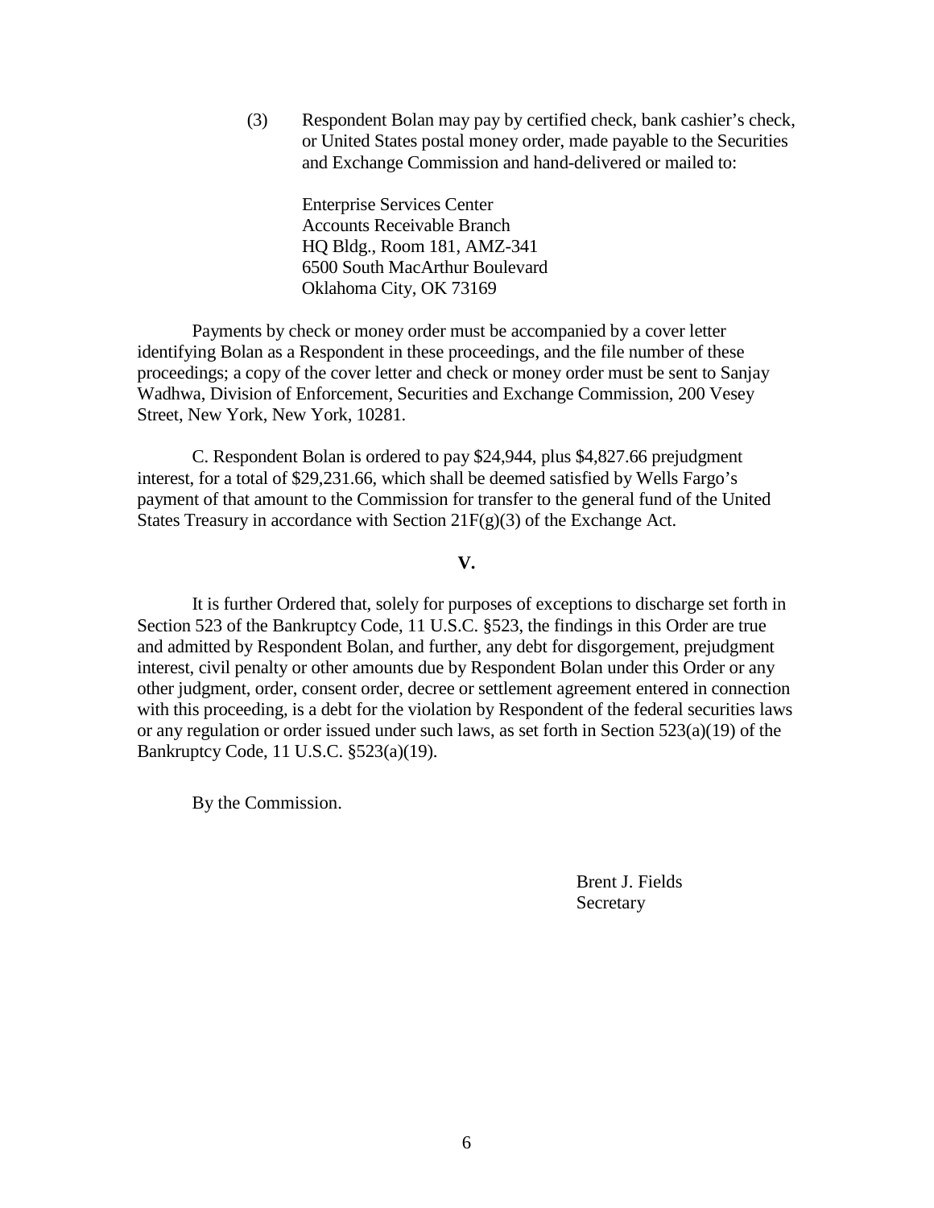(3) Respondent Bolan may pay by certified check, bank cashier's check, or United States postal money order, made payable to the Securities and Exchange Commission and hand-delivered or mailed to:

Enterprise Services Center
Accounts Receivable Branch
HQ Bldg., Room 181, AMZ-341
6500 South MacArthur Boulevard
Oklahoma City, OK 73169

Payments by check or money order must be accompanied by a cover letter identifying Bolan as a Respondent in these proceedings, and the file number of these proceedings; a copy of the cover letter and check or money order must be sent to Sanjay Wadhwa, Division of Enforcement, Securities and Exchange Commission, 200 Vesey Street, New York, New York, 10281.

C. Respondent Bolan is ordered to pay $24,944, plus $4,827.66 prejudgment interest, for a total of $29,231.66, which shall be deemed satisfied by Wells Fargo's payment of that amount to the Commission for transfer to the general fund of the United States Treasury in accordance with Section 21F(g)(3) of the Exchange Act.

**V.**

It is further Ordered that, solely for purposes of exceptions to discharge set forth in Section 523 of the Bankruptcy Code, 11 U.S.C. §523, the findings in this Order are true and admitted by Respondent Bolan, and further, any debt for disgorgement, prejudgment interest, civil penalty or other amounts due by Respondent Bolan under this Order or any other judgment, order, consent order, decree or settlement agreement entered in connection with this proceeding, is a debt for the violation by Respondent of the federal securities laws or any regulation or order issued under such laws, as set forth in Section 523(a)(19) of the Bankruptcy Code, 11 U.S.C. §523(a)(19).

By the Commission.

Brent J. Fields
Secretary